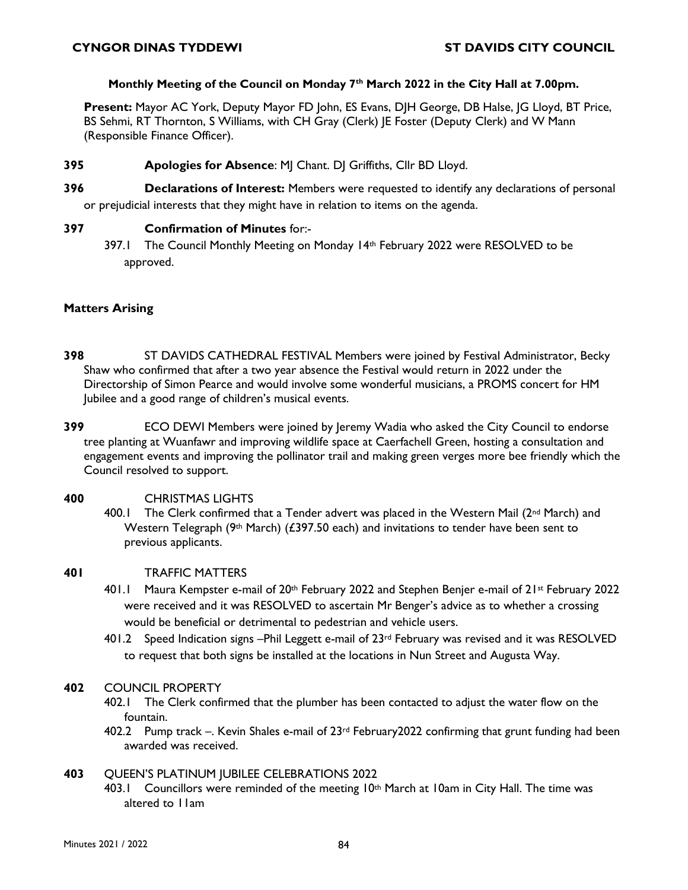**CYNGOR DINAS TYDDEWI** **ST DAVIDS CITY COUNCIL**

**Monthly Meeting of the Council on Monday 7th March 2022 in the City Hall at 7.00pm.**

**Present:** Mayor AC York, Deputy Mayor FD John, ES Evans, DJH George, DB Halse, JG Lloyd, BT Price, BS Sehmi, RT Thornton, S Williams, with CH Gray (Clerk) JE Foster (Deputy Clerk) and W Mann (Responsible Finance Officer).

**395** **Apologies for Absence**: MJ Chant. DJ Griffiths, Cllr BD Lloyd.

**396** **Declarations of Interest:** Members were requested to identify any declarations of personal or prejudicial interests that they might have in relation to items on the agenda.

**397** **Confirmation of Minutes** for:-

397.1 The Council Monthly Meeting on Monday 14th February 2022 were RESOLVED to be approved.

**Matters Arising**

**398** ST DAVIDS CATHEDRAL FESTIVAL Members were joined by Festival Administrator, Becky Shaw who confirmed that after a two year absence the Festival would return in 2022 under the Directorship of Simon Pearce and would involve some wonderful musicians, a PROMS concert for HM Jubilee and a good range of children's musical events.

**399** ECO DEWI Members were joined by Jeremy Wadia who asked the City Council to endorse tree planting at Wuanfawr and improving wildlife space at Caerfachell Green, hosting a consultation and engagement events and improving the pollinator trail and making green verges more bee friendly which the Council resolved to support.

**400** CHRISTMAS LIGHTS

400.1 The Clerk confirmed that a Tender advert was placed in the Western Mail (2nd March) and Western Telegraph (9th March) (£397.50 each) and invitations to tender have been sent to previous applicants.

**401** TRAFFIC MATTERS

401.1 Maura Kempster e-mail of 20th February 2022 and Stephen Benjer e-mail of 21st February 2022 were received and it was RESOLVED to ascertain Mr Benger's advice as to whether a crossing would be beneficial or detrimental to pedestrian and vehicle users.

401.2 Speed Indication signs –Phil Leggett e-mail of 23rd February was revised and it was RESOLVED to request that both signs be installed at the locations in Nun Street and Augusta Way.

**402** COUNCIL PROPERTY

402.1 The Clerk confirmed that the plumber has been contacted to adjust the water flow on the fountain.

402.2 Pump track –. Kevin Shales e-mail of 23rd February2022 confirming that grunt funding had been awarded was received.

**403** QUEEN'S PLATINUM JUBILEE CELEBRATIONS 2022

403.1 Councillors were reminded of the meeting 10th March at 10am in City Hall. The time was altered to 11am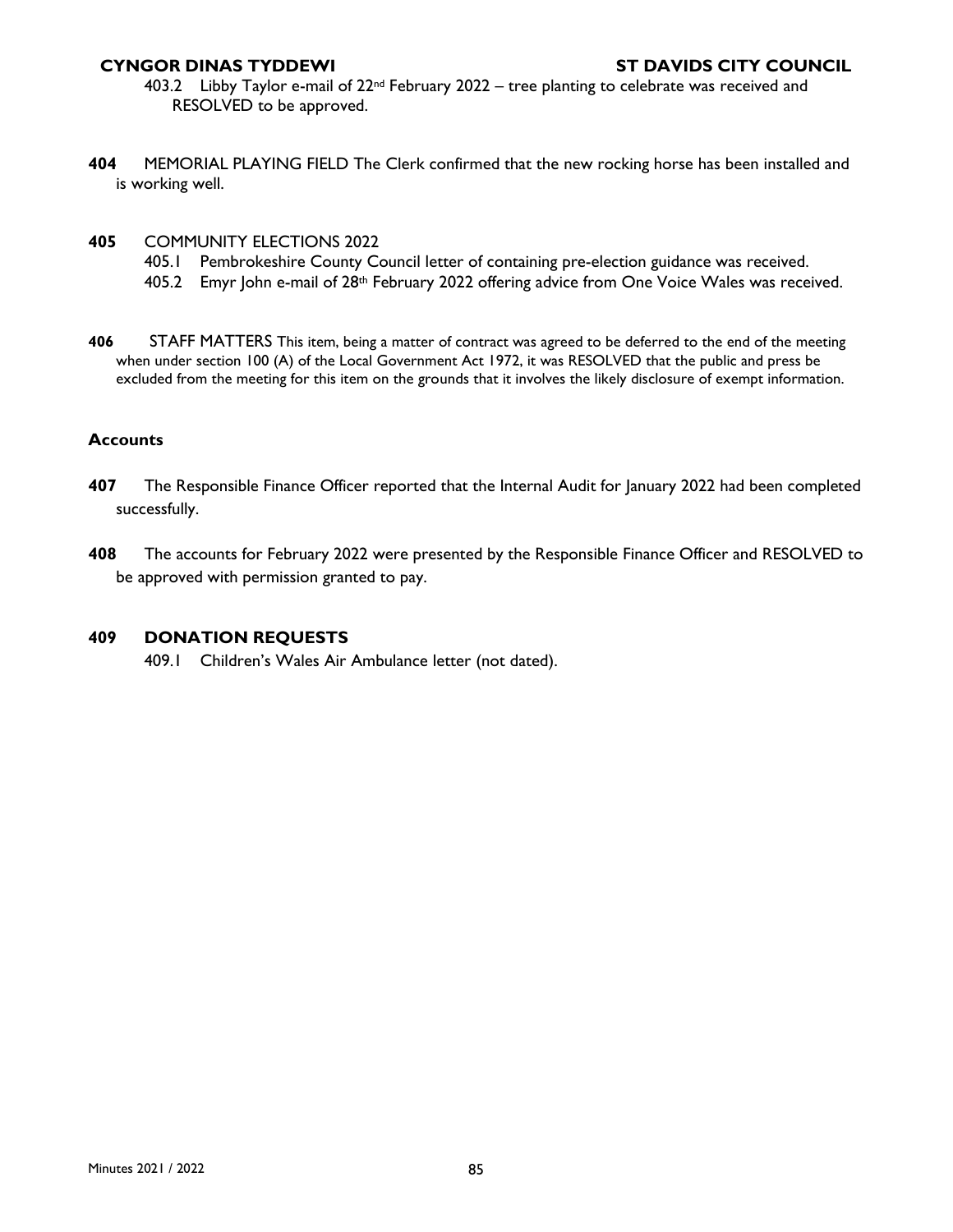403.2 Libby Taylor e-mail of 22nd February 2022 – tree planting to celebrate was received and RESOLVED to be approved.

**404** MEMORIAL PLAYING FIELD The Clerk confirmed that the new rocking horse has been installed and is working well.

**405** COMMUNITY ELECTIONS 2022

405.1 Pembrokeshire County Council letter of containing pre-election guidance was received.

405.2 Emyr John e-mail of 28th February 2022 offering advice from One Voice Wales was received.

**406** STAFF MATTERS This item, being a matter of contract was agreed to be deferred to the end of the meeting when under section 100 (A) of the Local Government Act 1972, it was RESOLVED that the public and press be excluded from the meeting for this item on the grounds that it involves the likely disclosure of exempt information.

**Accounts**

**407** The Responsible Finance Officer reported that the Internal Audit for January 2022 had been completed successfully.

**408** The accounts for February 2022 were presented by the Responsible Finance Officer and RESOLVED to be approved with permission granted to pay.

**409 DONATION REQUESTS**

409.1 Children's Wales Air Ambulance letter (not dated).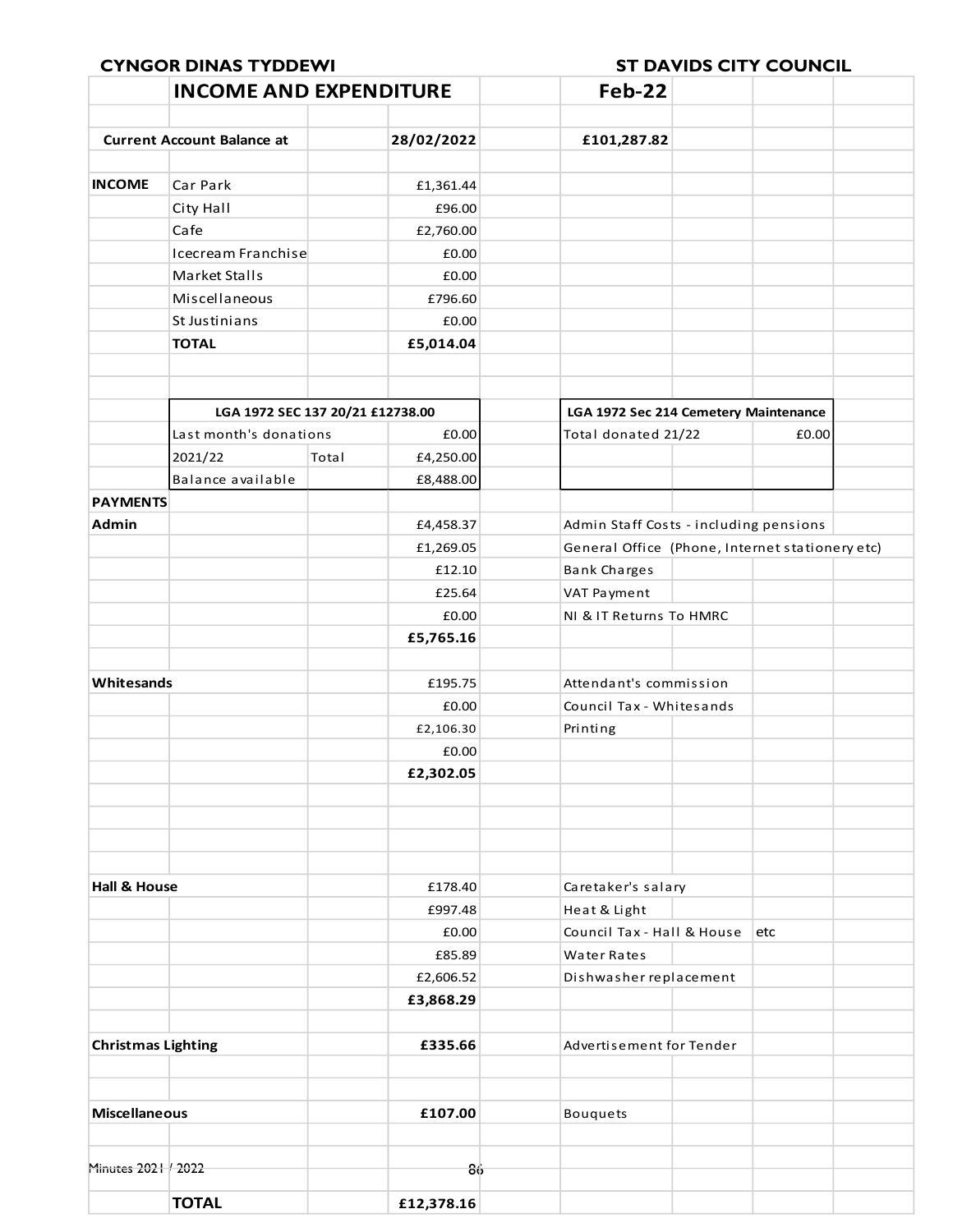**CYNGOR DINAS TYDDEWI** **ST DAVIDS CITY COUNCIL**

## INCOME AND EXPENDITURE Feb-22

| | | | | | |
|---|---|---|---|---|---|
| **Current Account Balance at** | | | **28/02/2022** | **£101,287.82** | |
| | | | | | |
| **INCOME** | Car Park | | £1,361.44 | | |
| | City Hall | | £96.00 | | |
| | Cafe | | £2,760.00 | | |
| | Icecream Franchise | | £0.00 | | |
| | Market Stalls | | £0.00 | | |
| | Miscellaneous | | £796.60 | | |
| | St Justinians | | £0.00 | | |
| | **TOTAL** | | **£5,014.04** | | |

| LGA 1972 SEC 137 20/21 £12738.00 | | | LGA 1972 Sec 214 Cemetery Maintenance | |
|---|---|---|---|---|
| Last month's donations | | £0.00 | Total donated 21/22 | £0.00 |
| 2021/22 | Total | £4,250.00 | | |
| Balance available | | £8,488.00 | | |

| **PAYMENTS** | | |
|---|---|---|
| **Admin** | £4,458.37 | Admin Staff Costs - including pensions |
| | £1,269.05 | General Office (Phone, Internet stationery etc) |
| | £12.10 | Bank Charges |
| | £25.64 | VAT Payment |
| | £0.00 | NI & IT Returns To HMRC |
| | **£5,765.16** | |
| | | |
| **Whitesands** | £195.75 | Attendant's commission |
| | £0.00 | Council Tax - Whitesands |
| | £2,106.30 | Printing |
| | £0.00 | |
| | **£2,302.05** | |
| | | |
| **Hall & House** | £178.40 | Caretaker's salary |
| | £997.48 | Heat & Light |
| | £0.00 | Council Tax - Hall & House etc |
| | £85.89 | Water Rates |
| | £2,606.52 | Dishwasher replacement |
| | **£3,868.29** | |
| | | |
| **Christmas Lighting** | **£335.66** | Advertisement for Tender |
| | | |
| **Miscellaneous** | **£107.00** | Bouquets |
| | | |
| **TOTAL** | **£12,378.16** | |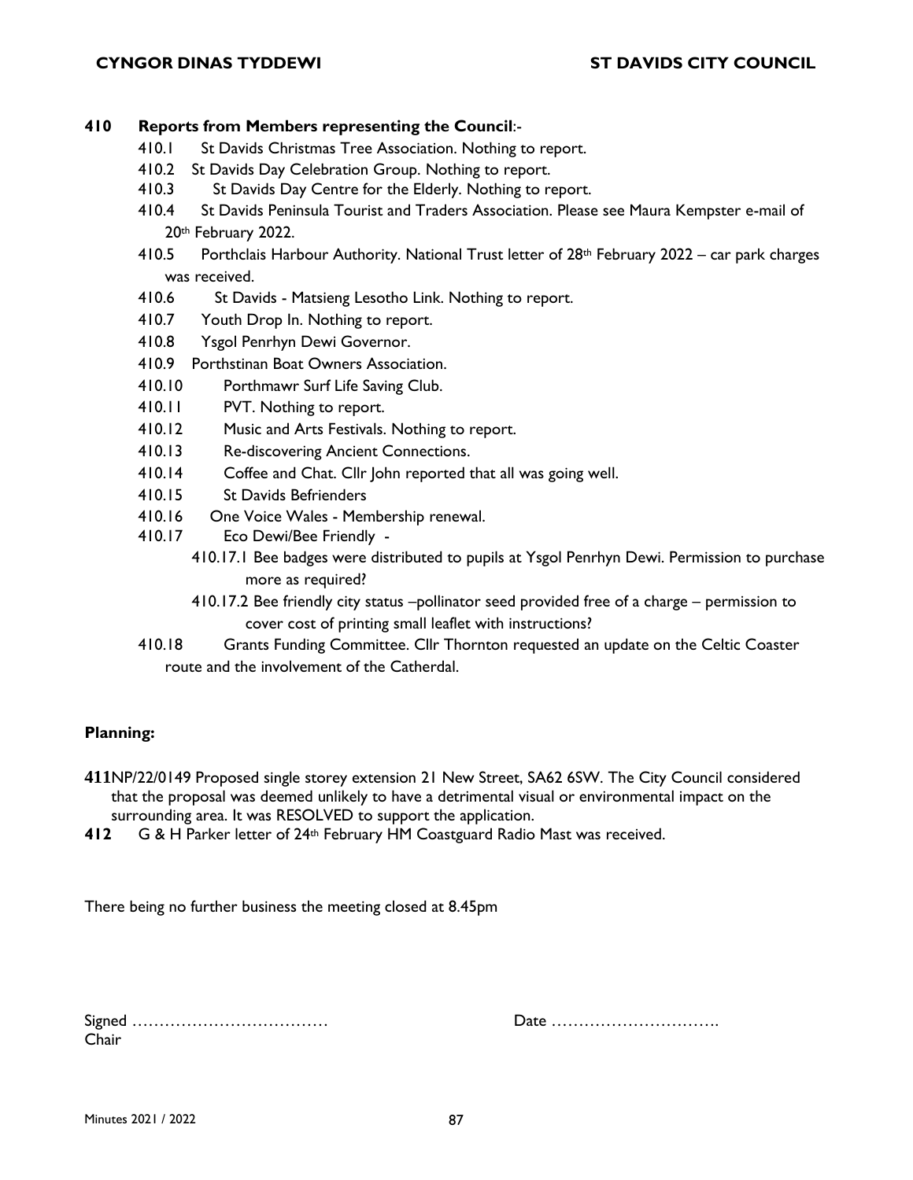**410 Reports from Members representing the Council**:-

- 410.1 St Davids Christmas Tree Association. Nothing to report.
- 410.2 St Davids Day Celebration Group. Nothing to report.
- 410.3 St Davids Day Centre for the Elderly. Nothing to report.
- 410.4 St Davids Peninsula Tourist and Traders Association. Please see Maura Kempster e-mail of 20th February 2022.
- 410.5 Porthclais Harbour Authority. National Trust letter of 28th February 2022 – car park charges was received.
- 410.6 St Davids - Matsieng Lesotho Link. Nothing to report.
- 410.7 Youth Drop In. Nothing to report.
- 410.8 Ysgol Penrhyn Dewi Governor.
- 410.9 Porthstinan Boat Owners Association.
- 410.10 Porthmawr Surf Life Saving Club.
- 410.11 PVT. Nothing to report.
- 410.12 Music and Arts Festivals. Nothing to report.
- 410.13 Re-discovering Ancient Connections.
- 410.14 Coffee and Chat. Cllr John reported that all was going well.
- 410.15 St Davids Befrienders
- 410.16 One Voice Wales - Membership renewal.
- 410.17 Eco Dewi/Bee Friendly -
  - 410.17.1 Bee badges were distributed to pupils at Ysgol Penrhyn Dewi. Permission to purchase more as required?
  - 410.17.2 Bee friendly city status –pollinator seed provided free of a charge – permission to cover cost of printing small leaflet with instructions?
- 410.18 Grants Funding Committee. Cllr Thornton requested an update on the Celtic Coaster route and the involvement of the Catherdal.

**Planning:**

**411** NP/22/0149 Proposed single storey extension 21 New Street, SA62 6SW. The City Council considered that the proposal was deemed unlikely to have a detrimental visual or environmental impact on the surrounding area. It was RESOLVED to support the application.

**412** G & H Parker letter of 24th February HM Coastguard Radio Mast was received.

There being no further business the meeting closed at 8.45pm

Signed ……………………………… Date ………………………….
Chair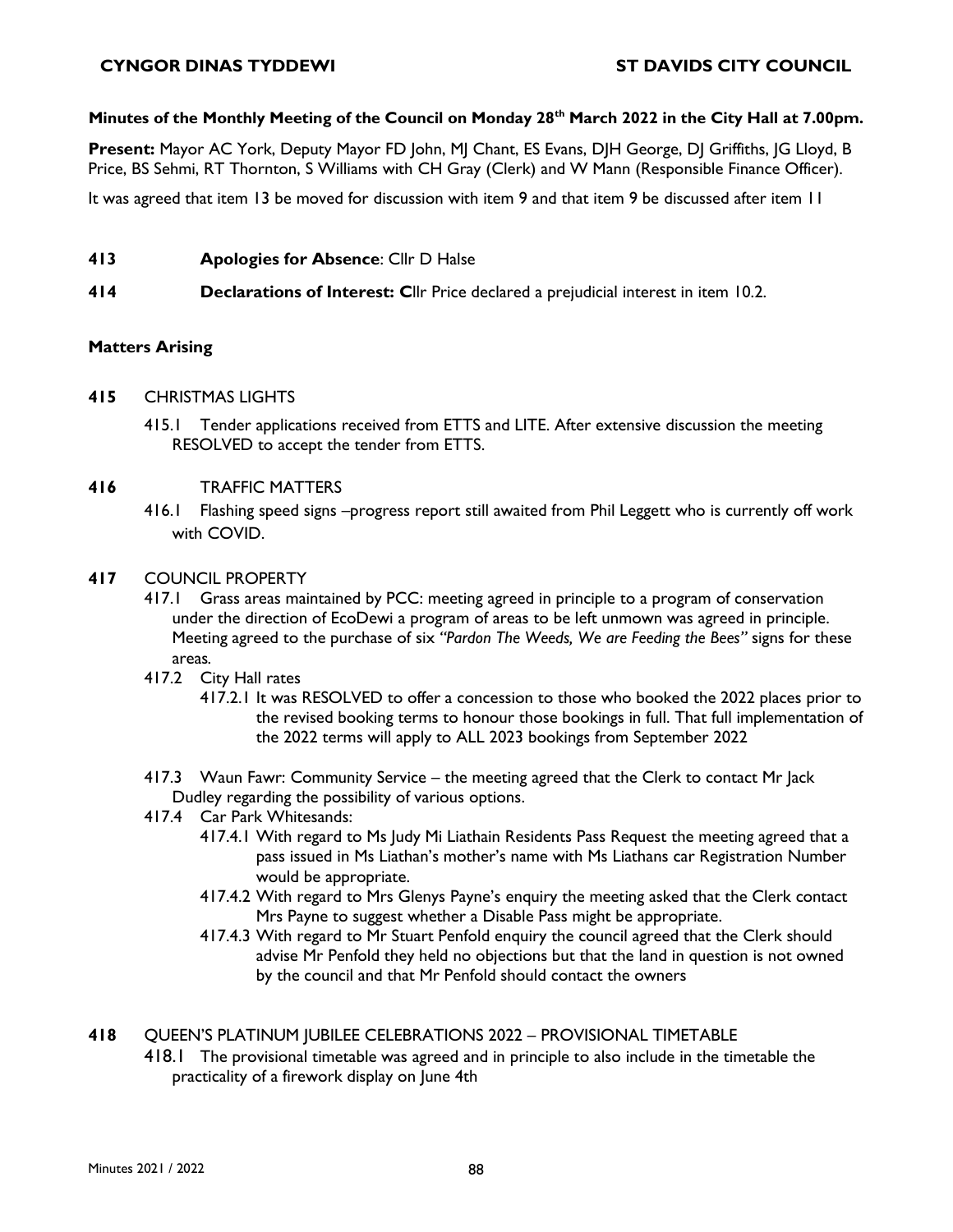**CYNGOR DINAS TYDDEWI ST DAVIDS CITY COUNCIL**

**Minutes of the Monthly Meeting of the Council on Monday 28th March 2022 in the City Hall at 7.00pm.**

**Present:** Mayor AC York, Deputy Mayor FD John, MJ Chant, ES Evans, DJH George, DJ Griffiths, JG Lloyd, B Price, BS Sehmi, RT Thornton, S Williams with CH Gray (Clerk) and W Mann (Responsible Finance Officer).

It was agreed that item 13 be moved for discussion with item 9 and that item 9 be discussed after item 11

**413 Apologies for Absence**: Cllr D Halse

**414 Declarations of Interest: C**llr Price declared a prejudicial interest in item 10.2.

**Matters Arising**

**415** CHRISTMAS LIGHTS

415.1 Tender applications received from ETTS and LITE. After extensive discussion the meeting RESOLVED to accept the tender from ETTS.

**416** TRAFFIC MATTERS

416.1 Flashing speed signs –progress report still awaited from Phil Leggett who is currently off work with COVID.

**417** COUNCIL PROPERTY

417.1 Grass areas maintained by PCC: meeting agreed in principle to a program of conservation under the direction of EcoDewi a program of areas to be left unmown was agreed in principle. Meeting agreed to the purchase of six *"Pardon The Weeds, We are Feeding the Bees"* signs for these areas.

417.2 City Hall rates

417.2.1 It was RESOLVED to offer a concession to those who booked the 2022 places prior to the revised booking terms to honour those bookings in full. That full implementation of the 2022 terms will apply to ALL 2023 bookings from September 2022

417.3 Waun Fawr: Community Service – the meeting agreed that the Clerk to contact Mr Jack Dudley regarding the possibility of various options.

417.4 Car Park Whitesands:

417.4.1 With regard to Ms Judy Mi Liathain Residents Pass Request the meeting agreed that a pass issued in Ms Liathan's mother's name with Ms Liathans car Registration Number would be appropriate.

417.4.2 With regard to Mrs Glenys Payne's enquiry the meeting asked that the Clerk contact Mrs Payne to suggest whether a Disable Pass might be appropriate.

417.4.3 With regard to Mr Stuart Penfold enquiry the council agreed that the Clerk should advise Mr Penfold they held no objections but that the land in question is not owned by the council and that Mr Penfold should contact the owners

**418** QUEEN'S PLATINUM JUBILEE CELEBRATIONS 2022 – PROVISIONAL TIMETABLE

418.1 The provisional timetable was agreed and in principle to also include in the timetable the practicality of a firework display on June 4th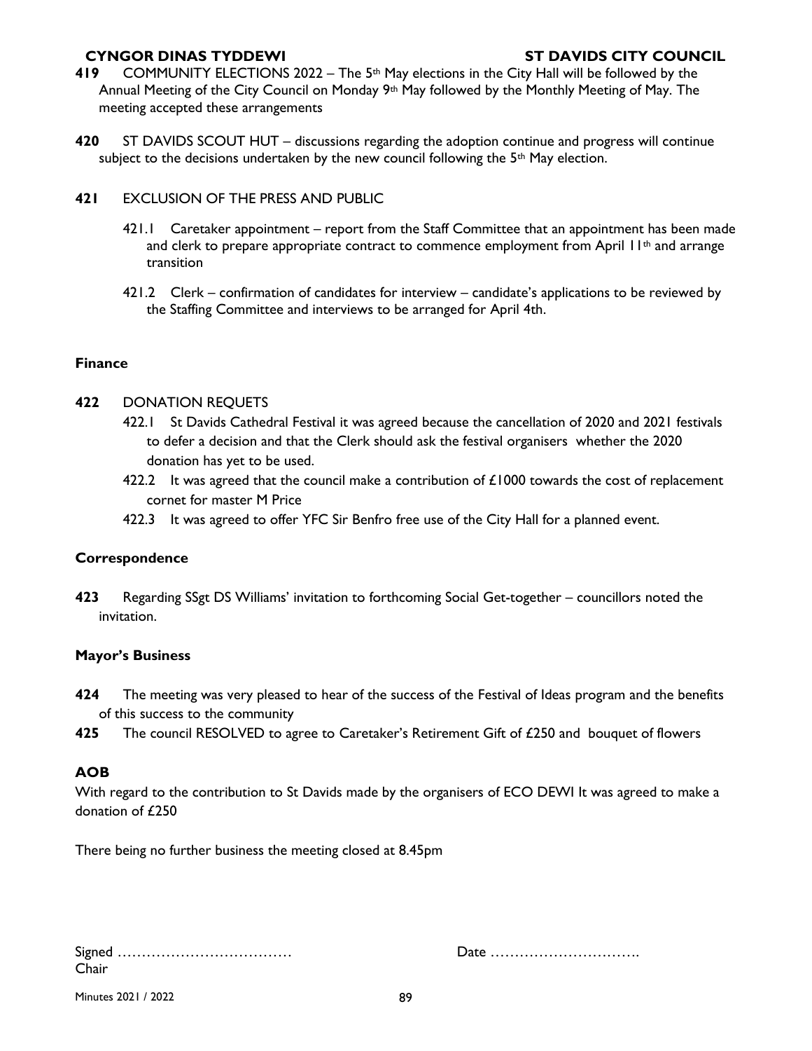**419** COMMUNITY ELECTIONS 2022 – The 5th May elections in the City Hall will be followed by the Annual Meeting of the City Council on Monday 9th May followed by the Monthly Meeting of May. The meeting accepted these arrangements

**420** ST DAVIDS SCOUT HUT – discussions regarding the adoption continue and progress will continue subject to the decisions undertaken by the new council following the 5th May election.

**421** EXCLUSION OF THE PRESS AND PUBLIC

421.1 Caretaker appointment – report from the Staff Committee that an appointment has been made and clerk to prepare appropriate contract to commence employment from April 11th and arrange transition

421.2 Clerk – confirmation of candidates for interview – candidate's applications to be reviewed by the Staffing Committee and interviews to be arranged for April 4th.

### Finance

**422** DONATION REQUETS

422.1 St Davids Cathedral Festival it was agreed because the cancellation of 2020 and 2021 festivals to defer a decision and that the Clerk should ask the festival organisers whether the 2020 donation has yet to be used.

422.2 It was agreed that the council make a contribution of £1000 towards the cost of replacement cornet for master M Price

422.3 It was agreed to offer YFC Sir Benfro free use of the City Hall for a planned event.

### Correspondence

**423** Regarding SSgt DS Williams' invitation to forthcoming Social Get-together – councillors noted the invitation.

### Mayor's Business

**424** The meeting was very pleased to hear of the success of the Festival of Ideas program and the benefits of this success to the community

**425** The council RESOLVED to agree to Caretaker's Retirement Gift of £250 and bouquet of flowers

## AOB

With regard to the contribution to St Davids made by the organisers of ECO DEWI It was agreed to make a donation of £250

There being no further business the meeting closed at 8.45pm

Signed ……………………………… Date ………………………….

Chair